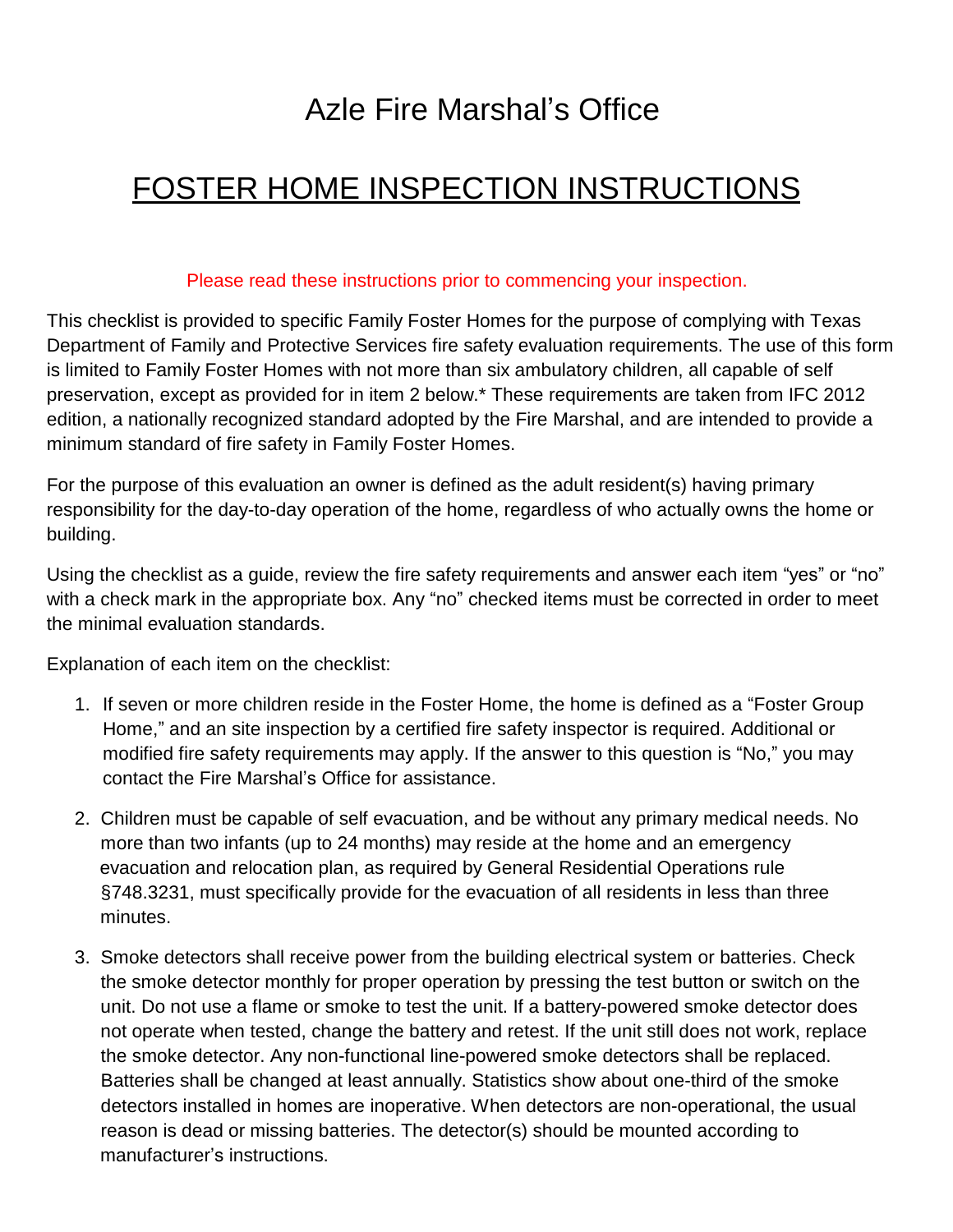# Azle Fire Marshal's Office

## FOSTER HOME INSPECTION INSTRUCTIONS

Please read these instructions prior to commencing your inspection.

This checklist is provided to specific Family Foster Homes for the purpose of complying with Texas Department of Family and Protective Services fire safety evaluation requirements. The use of this form is limited to Family Foster Homes with not more than six ambulatory children, all capable of self preservation, except as provided for in item 2 below.* These requirements are taken from IFC 2012 edition, a nationally recognized standard adopted by the Fire Marshal, and are intended to provide a minimum standard of fire safety in Family Foster Homes.

For the purpose of this evaluation an owner is defined as the adult resident(s) having primary responsibility for the day-to-day operation of the home, regardless of who actually owns the home or building.

Using the checklist as a guide, review the fire safety requirements and answer each item "yes" or "no" with a check mark in the appropriate box. Any "no" checked items must be corrected in order to meet the minimal evaluation standards.

Explanation of each item on the checklist:

1. If seven or more children reside in the Foster Home, the home is defined as a "Foster Group Home," and an site inspection by a certified fire safety inspector is required. Additional or modified fire safety requirements may apply. If the answer to this question is "No," you may contact the Fire Marshal's Office for assistance.

2. Children must be capable of self evacuation, and be without any primary medical needs. No more than two infants (up to 24 months) may reside at the home and an emergency evacuation and relocation plan, as required by General Residential Operations rule §748.3231, must specifically provide for the evacuation of all residents in less than three minutes.

3. Smoke detectors shall receive power from the building electrical system or batteries. Check the smoke detector monthly for proper operation by pressing the test button or switch on the unit. Do not use a flame or smoke to test the unit. If a battery-powered smoke detector does not operate when tested, change the battery and retest. If the unit still does not work, replace the smoke detector. Any non-functional line-powered smoke detectors shall be replaced. Batteries shall be changed at least annually. Statistics show about one-third of the smoke detectors installed in homes are inoperative. When detectors are non-operational, the usual reason is dead or missing batteries. The detector(s) should be mounted according to manufacturer's instructions.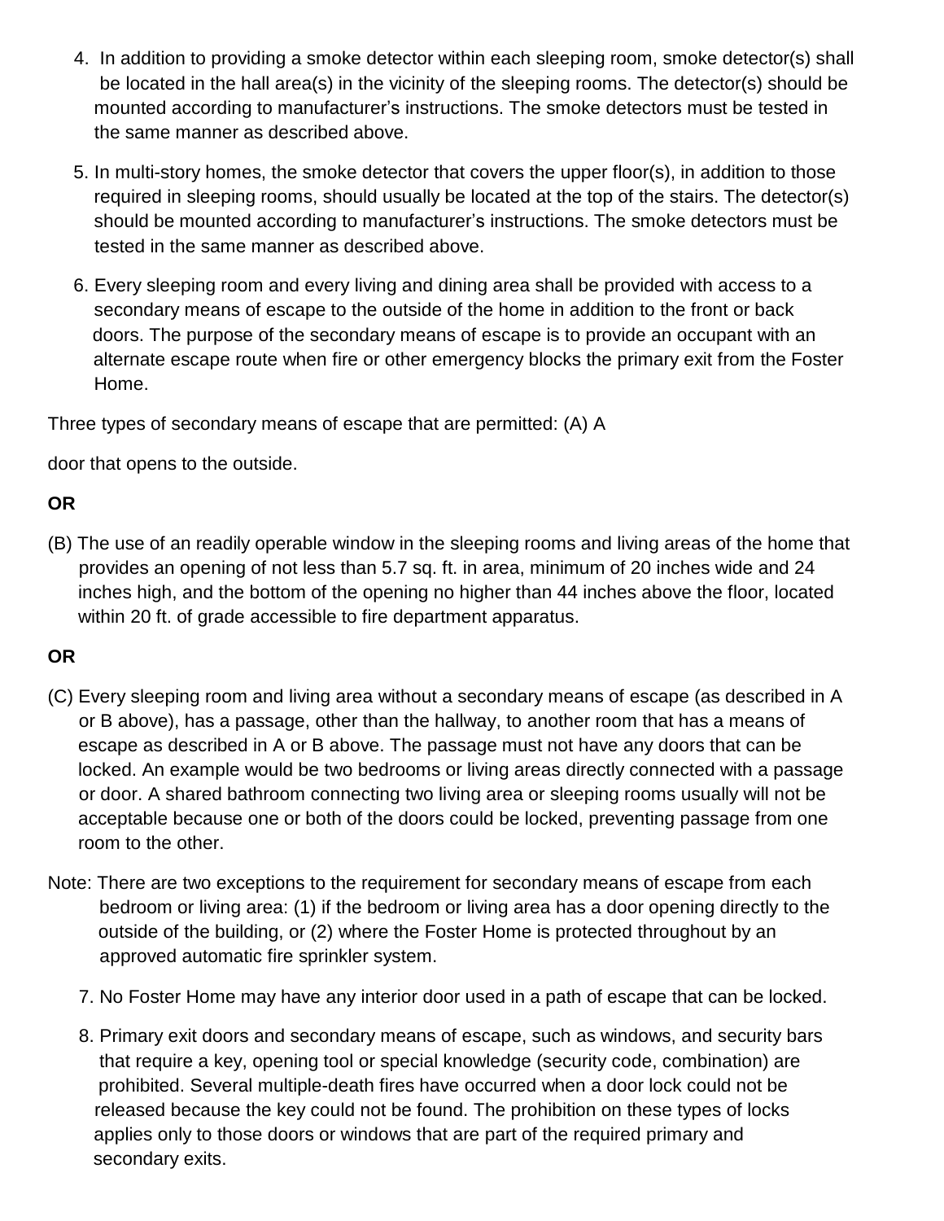4. In addition to providing a smoke detector within each sleeping room, smoke detector(s) shall be located in the hall area(s) in the vicinity of the sleeping rooms. The detector(s) should be mounted according to manufacturer's instructions. The smoke detectors must be tested in the same manner as described above.

5. In multi-story homes, the smoke detector that covers the upper floor(s), in addition to those required in sleeping rooms, should usually be located at the top of the stairs. The detector(s) should be mounted according to manufacturer's instructions. The smoke detectors must be tested in the same manner as described above.

6. Every sleeping room and every living and dining area shall be provided with access to a secondary means of escape to the outside of the home in addition to the front or back doors. The purpose of the secondary means of escape is to provide an occupant with an alternate escape route when fire or other emergency blocks the primary exit from the Foster Home.

Three types of secondary means of escape that are permitted: (A) A

door that opens to the outside.

**OR**

(B) The use of an readily operable window in the sleeping rooms and living areas of the home that provides an opening of not less than 5.7 sq. ft. in area, minimum of 20 inches wide and 24 inches high, and the bottom of the opening no higher than 44 inches above the floor, located within 20 ft. of grade accessible to fire department apparatus.

**OR**

(C) Every sleeping room and living area without a secondary means of escape (as described in A or B above), has a passage, other than the hallway, to another room that has a means of escape as described in A or B above. The passage must not have any doors that can be locked. An example would be two bedrooms or living areas directly connected with a passage or door. A shared bathroom connecting two living area or sleeping rooms usually will not be acceptable because one or both of the doors could be locked, preventing passage from one room to the other.

Note: There are two exceptions to the requirement for secondary means of escape from each bedroom or living area: (1) if the bedroom or living area has a door opening directly to the outside of the building, or (2) where the Foster Home is protected throughout by an approved automatic fire sprinkler system.

7. No Foster Home may have any interior door used in a path of escape that can be locked.

8. Primary exit doors and secondary means of escape, such as windows, and security bars that require a key, opening tool or special knowledge (security code, combination) are prohibited. Several multiple-death fires have occurred when a door lock could not be released because the key could not be found. The prohibition on these types of locks applies only to those doors or windows that are part of the required primary and secondary exits.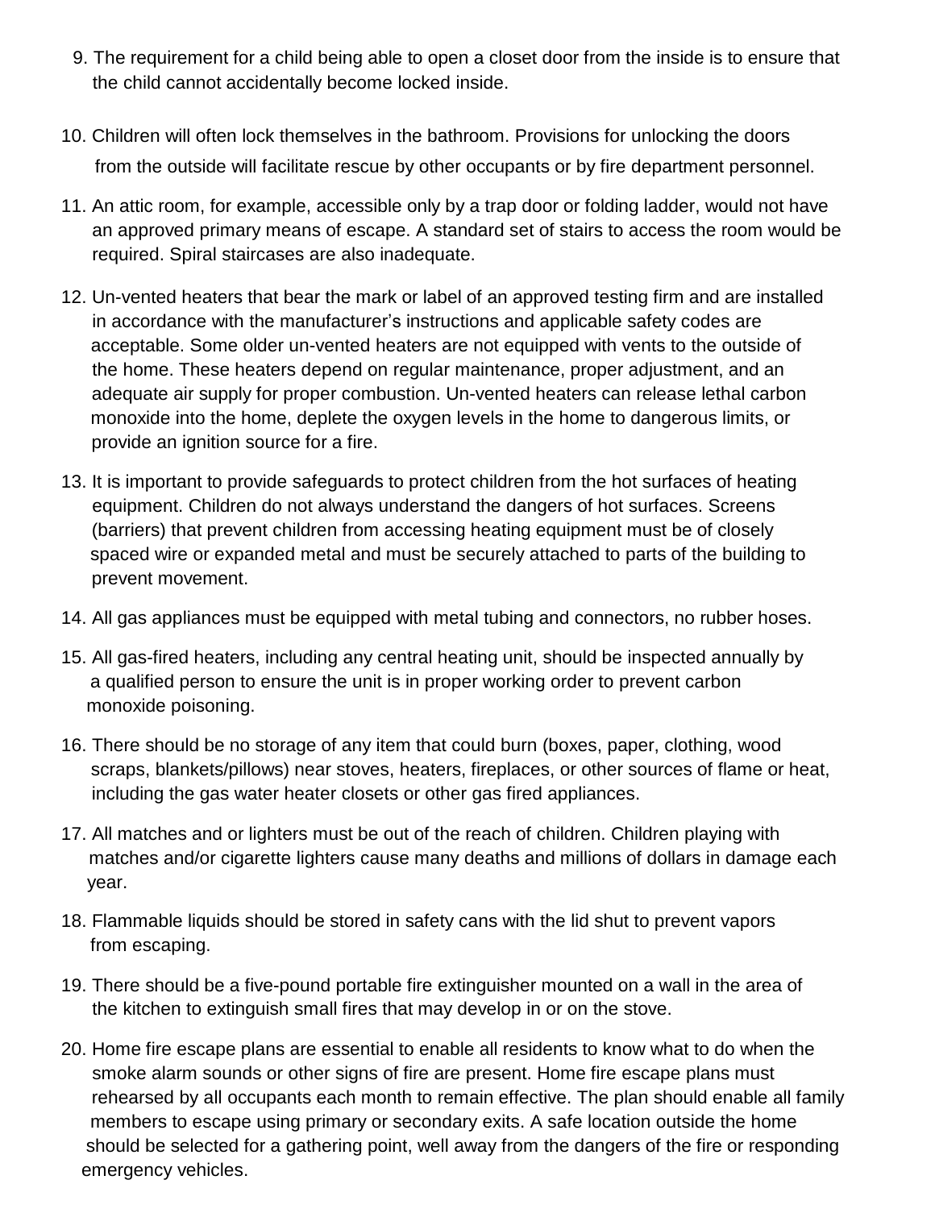9. The requirement for a child being able to open a closet door from the inside is to ensure that the child cannot accidentally become locked inside.

10. Children will often lock themselves in the bathroom. Provisions for unlocking the doors from the outside will facilitate rescue by other occupants or by fire department personnel.

11. An attic room, for example, accessible only by a trap door or folding ladder, would not have an approved primary means of escape. A standard set of stairs to access the room would be required. Spiral staircases are also inadequate.

12. Un-vented heaters that bear the mark or label of an approved testing firm and are installed in accordance with the manufacturer's instructions and applicable safety codes are acceptable. Some older un-vented heaters are not equipped with vents to the outside of the home. These heaters depend on regular maintenance, proper adjustment, and an adequate air supply for proper combustion. Un-vented heaters can release lethal carbon monoxide into the home, deplete the oxygen levels in the home to dangerous limits, or provide an ignition source for a fire.

13. It is important to provide safeguards to protect children from the hot surfaces of heating equipment. Children do not always understand the dangers of hot surfaces. Screens (barriers) that prevent children from accessing heating equipment must be of closely spaced wire or expanded metal and must be securely attached to parts of the building to prevent movement.

14. All gas appliances must be equipped with metal tubing and connectors, no rubber hoses.

15. All gas-fired heaters, including any central heating unit, should be inspected annually by a qualified person to ensure the unit is in proper working order to prevent carbon monoxide poisoning.

16. There should be no storage of any item that could burn (boxes, paper, clothing, wood scraps, blankets/pillows) near stoves, heaters, fireplaces, or other sources of flame or heat, including the gas water heater closets or other gas fired appliances.

17. All matches and or lighters must be out of the reach of children. Children playing with matches and/or cigarette lighters cause many deaths and millions of dollars in damage each year.

18. Flammable liquids should be stored in safety cans with the lid shut to prevent vapors from escaping.

19. There should be a five-pound portable fire extinguisher mounted on a wall in the area of the kitchen to extinguish small fires that may develop in or on the stove.

20. Home fire escape plans are essential to enable all residents to know what to do when the smoke alarm sounds or other signs of fire are present. Home fire escape plans must rehearsed by all occupants each month to remain effective. The plan should enable all family members to escape using primary or secondary exits. A safe location outside the home should be selected for a gathering point, well away from the dangers of the fire or responding emergency vehicles.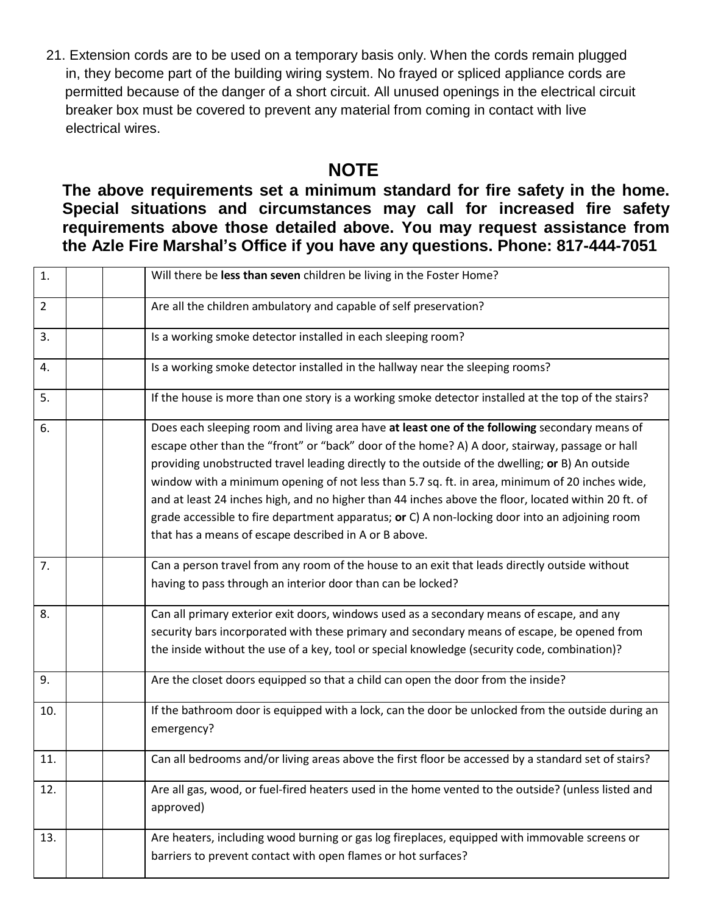21. Extension cords are to be used on a temporary basis only. When the cords remain plugged in, they become part of the building wiring system. No frayed or spliced appliance cords are permitted because of the danger of a short circuit. All unused openings in the electrical circuit breaker box must be covered to prevent any material from coming in contact with live electrical wires.

## NOTE

**The above requirements set a minimum standard for fire safety in the home. Special situations and circumstances may call for increased fire safety requirements above those detailed above. You may request assistance from the Azle Fire Marshal's Office if you have any questions. Phone: 817-444-7051**

| | | | |
|---|---|---|---|
| 1. | | | Will there be **less than seven** children be living in the Foster Home? |
| 2 | | | Are all the children ambulatory and capable of self preservation? |
| 3. | | | Is a working smoke detector installed in each sleeping room? |
| 4. | | | Is a working smoke detector installed in the hallway near the sleeping rooms? |
| 5. | | | If the house is more than one story is a working smoke detector installed at the top of the stairs? |
| 6. | | | Does each sleeping room and living area have **at least one of the following** secondary means of escape other than the "front" or "back" door of the home? A) A door, stairway, passage or hall providing unobstructed travel leading directly to the outside of the dwelling; **or** B) An outside window with a minimum opening of not less than 5.7 sq. ft. in area, minimum of 20 inches wide, and at least 24 inches high, and no higher than 44 inches above the floor, located within 20 ft. of grade accessible to fire department apparatus; **or** C) A non-locking door into an adjoining room that has a means of escape described in A or B above. |
| 7. | | | Can a person travel from any room of the house to an exit that leads directly outside without having to pass through an interior door than can be locked? |
| 8. | | | Can all primary exterior exit doors, windows used as a secondary means of escape, and any security bars incorporated with these primary and secondary means of escape, be opened from the inside without the use of a key, tool or special knowledge (security code, combination)? |
| 9. | | | Are the closet doors equipped so that a child can open the door from the inside? |
| 10. | | | If the bathroom door is equipped with a lock, can the door be unlocked from the outside during an emergency? |
| 11. | | | Can all bedrooms and/or living areas above the first floor be accessed by a standard set of stairs? |
| 12. | | | Are all gas, wood, or fuel-fired heaters used in the home vented to the outside? (unless listed and approved) |
| 13. | | | Are heaters, including wood burning or gas log fireplaces, equipped with immovable screens or barriers to prevent contact with open flames or hot surfaces? |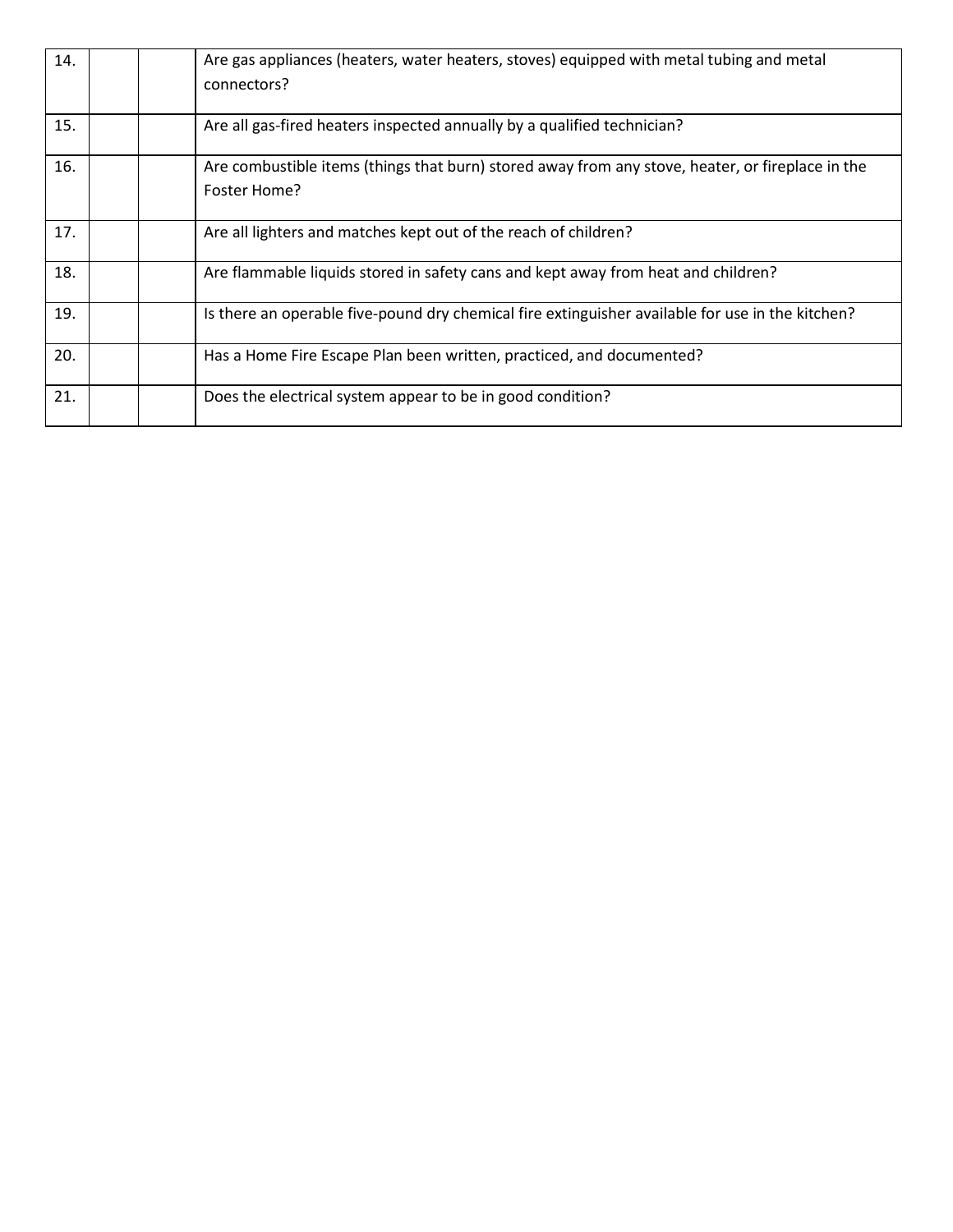| | | | |
|---|---|---|---|
| 14. | | | Are gas appliances (heaters, water heaters, stoves) equipped with metal tubing and metal connectors? |
| 15. | | | Are all gas-fired heaters inspected annually by a qualified technician? |
| 16. | | | Are combustible items (things that burn) stored away from any stove, heater, or fireplace in the Foster Home? |
| 17. | | | Are all lighters and matches kept out of the reach of children? |
| 18. | | | Are flammable liquids stored in safety cans and kept away from heat and children? |
| 19. | | | Is there an operable five-pound dry chemical fire extinguisher available for use in the kitchen? |
| 20. | | | Has a Home Fire Escape Plan been written, practiced, and documented? |
| 21. | | | Does the electrical system appear to be in good condition? |